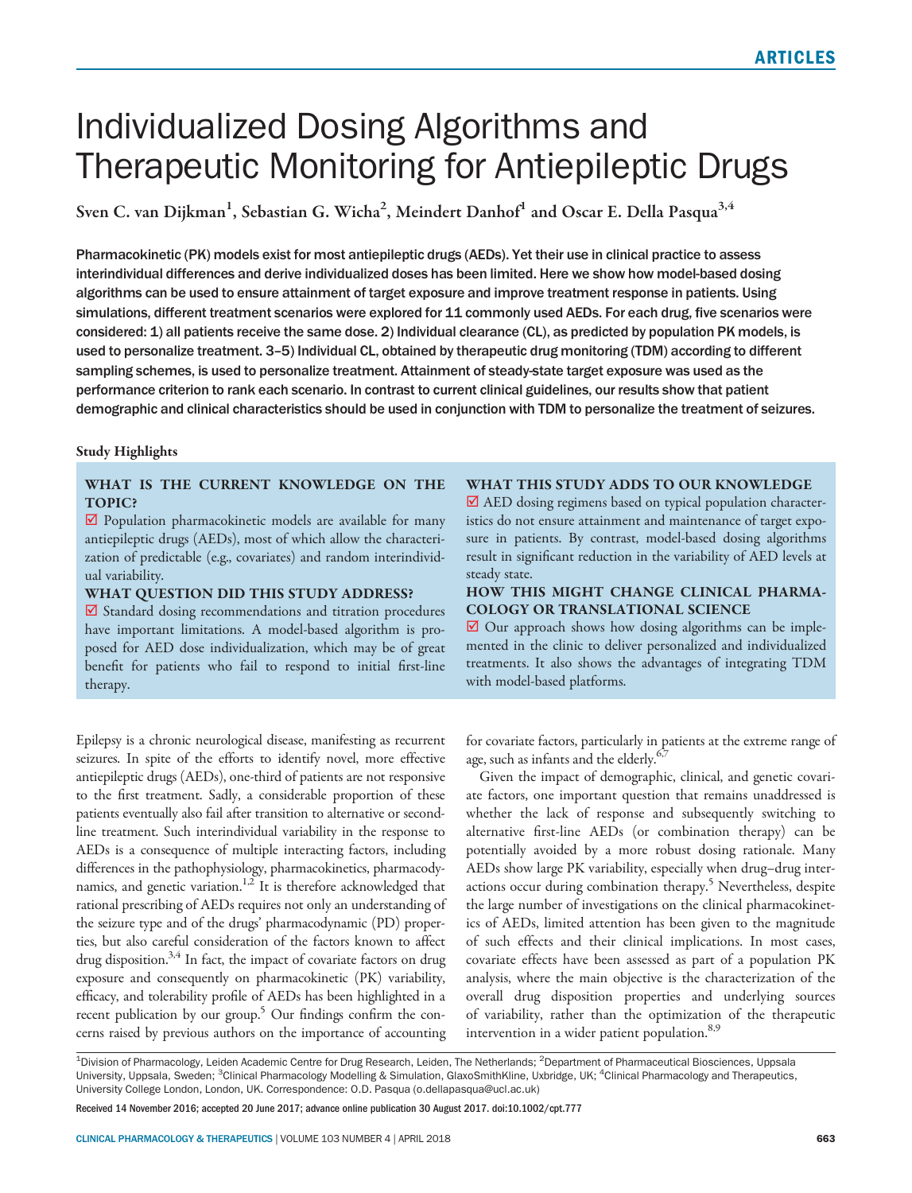# Individualized Dosing Algorithms and Therapeutic Monitoring for Antiepileptic Drugs

Sven C. van Dijkman[1], Sebastian G. Wicha[2], Meindert Danhof[1] and Oscar E. Della Pasqua[3,4]

Pharmacokinetic (PK) models exist for most antiepileptic drugs (AEDs). Yet their use in clinical practice to assess interindividual differences and derive individualized doses has been limited. Here we show how model-based dosing algorithms can be used to ensure attainment of target exposure and improve treatment response in patients. Using simulations, different treatment scenarios were explored for 11 commonly used AEDs. For each drug, five scenarios were considered: 1) all patients receive the same dose. 2) Individual clearance (CL), as predicted by population PK models, is used to personalize treatment. 3–5) Individual CL, obtained by therapeutic drug monitoring (TDM) according to different sampling schemes, is used to personalize treatment. Attainment of steady-state target exposure was used as the performance criterion to rank each scenario. In contrast to current clinical guidelines, our results show that patient demographic and clinical characteristics should be used in conjunction with TDM to personalize the treatment of seizures.

**Study Highlights**

**WHAT IS THE CURRENT KNOWLEDGE ON THE TOPIC?**

☑ Population pharmacokinetic models are available for many antiepileptic drugs (AEDs), most of which allow the characterization of predictable (e.g., covariates) and random interindividual variability.

**WHAT QUESTION DID THIS STUDY ADDRESS?**

☑ Standard dosing recommendations and titration procedures have important limitations. A model-based algorithm is proposed for AED dose individualization, which may be of great benefit for patients who fail to respond to initial first-line therapy.

**WHAT THIS STUDY ADDS TO OUR KNOWLEDGE**

☑ AED dosing regimens based on typical population characteristics do not ensure attainment and maintenance of target exposure in patients. By contrast, model-based dosing algorithms result in significant reduction in the variability of AED levels at steady state.

**HOW THIS MIGHT CHANGE CLINICAL PHARMACOLOGY OR TRANSLATIONAL SCIENCE**

☑ Our approach shows how dosing algorithms can be implemented in the clinic to deliver personalized and individualized treatments. It also shows the advantages of integrating TDM with model-based platforms.

Epilepsy is a chronic neurological disease, manifesting as recurrent seizures. In spite of the efforts to identify novel, more effective antiepileptic drugs (AEDs), one-third of patients are not responsive to the first treatment. Sadly, a considerable proportion of these patients eventually also fail after transition to alternative or second-line treatment. Such interindividual variability in the response to AEDs is a consequence of multiple interacting factors, including differences in the pathophysiology, pharmacokinetics, pharmacodynamics, and genetic variation.[1,2] It is therefore acknowledged that rational prescribing of AEDs requires not only an understanding of the seizure type and of the drugs' pharmacodynamic (PD) properties, but also careful consideration of the factors known to affect drug disposition.[3,4] In fact, the impact of covariate factors on drug exposure and consequently on pharmacokinetic (PK) variability, efficacy, and tolerability profile of AEDs has been highlighted in a recent publication by our group.[5] Our findings confirm the concerns raised by previous authors on the importance of accounting for covariate factors, particularly in patients at the extreme range of age, such as infants and the elderly.[6,7]

Given the impact of demographic, clinical, and genetic covariate factors, one important question that remains unaddressed is whether the lack of response and subsequently switching to alternative first-line AEDs (or combination therapy) can be potentially avoided by a more robust dosing rationale. Many AEDs show large PK variability, especially when drug–drug interactions occur during combination therapy.[5] Nevertheless, despite the large number of investigations on the clinical pharmacokinetics of AEDs, limited attention has been given to the magnitude of such effects and their clinical implications. In most cases, covariate effects have been assessed as part of a population PK analysis, where the main objective is the characterization of the overall drug disposition properties and underlying sources of variability, rather than the optimization of the therapeutic intervention in a wider patient population.[8,9]

[1]Division of Pharmacology, Leiden Academic Centre for Drug Research, Leiden, The Netherlands; [2]Department of Pharmaceutical Biosciences, Uppsala University, Uppsala, Sweden; [3]Clinical Pharmacology Modelling & Simulation, GlaxoSmithKline, Uxbridge, UK; [4]Clinical Pharmacology and Therapeutics, University College London, London, UK. Correspondence: O.D. Pasqua (o.dellapasqua@ucl.ac.uk)

Received 14 November 2016; accepted 20 June 2017; advance online publication 30 August 2017. doi:10.1002/cpt.777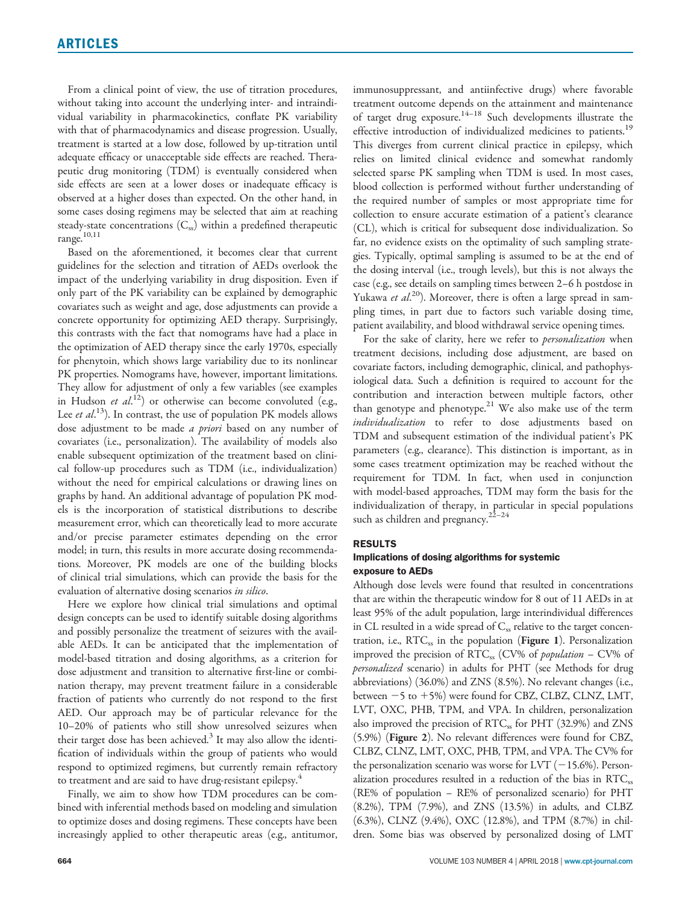From a clinical point of view, the use of titration procedures, without taking into account the underlying inter- and intraindividual variability in pharmacokinetics, conflate PK variability with that of pharmacodynamics and disease progression. Usually, treatment is started at a low dose, followed by up-titration until adequate efficacy or unacceptable side effects are reached. Therapeutic drug monitoring (TDM) is eventually considered when side effects are seen at a lower doses or inadequate efficacy is observed at a higher doses than expected. On the other hand, in some cases dosing regimens may be selected that aim at reaching steady-state concentrations ($C_{ss}$) within a predefined therapeutic range.[10,11]

Based on the aforementioned, it becomes clear that current guidelines for the selection and titration of AEDs overlook the impact of the underlying variability in drug disposition. Even if only part of the PK variability can be explained by demographic covariates such as weight and age, dose adjustments can provide a concrete opportunity for optimizing AED therapy. Surprisingly, this contrasts with the fact that nomograms have had a place in the optimization of AED therapy since the early 1970s, especially for phenytoin, which shows large variability due to its nonlinear PK properties. Nomograms have, however, important limitations. They allow for adjustment of only a few variables (see examples in Hudson *et al*.[12]) or otherwise can become convoluted (e.g., Lee *et al*.[13]). In contrast, the use of population PK models allows dose adjustment to be made *a priori* based on any number of covariates (i.e., personalization). The availability of models also enable subsequent optimization of the treatment based on clinical follow-up procedures such as TDM (i.e., individualization) without the need for empirical calculations or drawing lines on graphs by hand. An additional advantage of population PK models is the incorporation of statistical distributions to describe measurement error, which can theoretically lead to more accurate and/or precise parameter estimates depending on the error model; in turn, this results in more accurate dosing recommendations. Moreover, PK models are one of the building blocks of clinical trial simulations, which can provide the basis for the evaluation of alternative dosing scenarios *in silico*.

Here we explore how clinical trial simulations and optimal design concepts can be used to identify suitable dosing algorithms and possibly personalize the treatment of seizures with the available AEDs. It can be anticipated that the implementation of model-based titration and dosing algorithms, as a criterion for dose adjustment and transition to alternative first-line or combination therapy, may prevent treatment failure in a considerable fraction of patients who currently do not respond to the first AED. Our approach may be of particular relevance for the 10–20% of patients who still show unresolved seizures when their target dose has been achieved.[3] It may also allow the identification of individuals within the group of patients who would respond to optimized regimens, but currently remain refractory to treatment and are said to have drug-resistant epilepsy.[4]

Finally, we aim to show how TDM procedures can be combined with inferential methods based on modeling and simulation to optimize doses and dosing regimens. These concepts have been increasingly applied to other therapeutic areas (e.g., antitumor, immunosuppressant, and antiinfective drugs) where favorable treatment outcome depends on the attainment and maintenance of target drug exposure.[14–18] Such developments illustrate the effective introduction of individualized medicines to patients.[19] This diverges from current clinical practice in epilepsy, which relies on limited clinical evidence and somewhat randomly selected sparse PK sampling when TDM is used. In most cases, blood collection is performed without further understanding of the required number of samples or most appropriate time for collection to ensure accurate estimation of a patient's clearance (CL), which is critical for subsequent dose individualization. So far, no evidence exists on the optimality of such sampling strategies. Typically, optimal sampling is assumed to be at the end of the dosing interval (i.e., trough levels), but this is not always the case (e.g., see details on sampling times between 2–6 h postdose in Yukawa *et al*.[20]). Moreover, there is often a large spread in sampling times, in part due to factors such variable dosing time, patient availability, and blood withdrawal service opening times.

For the sake of clarity, here we refer to *personalization* when treatment decisions, including dose adjustment, are based on covariate factors, including demographic, clinical, and pathophysiological data. Such a definition is required to account for the contribution and interaction between multiple factors, other than genotype and phenotype.[21] We also make use of the term *individualization* to refer to dose adjustments based on TDM and subsequent estimation of the individual patient's PK parameters (e.g., clearance). This distinction is important, as in some cases treatment optimization may be reached without the requirement for TDM. In fact, when used in conjunction with model-based approaches, TDM may form the basis for the individualization of therapy, in particular in special populations such as children and pregnancy.[22–24]

## RESULTS

### Implications of dosing algorithms for systemic exposure to AEDs

Although dose levels were found that resulted in concentrations that are within the therapeutic window for 8 out of 11 AEDs in at least 95% of the adult population, large interindividual differences in CL resulted in a wide spread of $C_{ss}$ relative to the target concentration, i.e., $RTC_{ss}$ in the population (**Figure 1**). Personalization improved the precision of $RTC_{ss}$ (CV% of *population* – CV% of *personalized* scenario) in adults for PHT (see Methods for drug abbreviations) (36.0%) and ZNS (8.5%). No relevant changes (i.e., between −5 to +5%) were found for CBZ, CLBZ, CLNZ, LMT, LVT, OXC, PHB, TPM, and VPA. In children, personalization also improved the precision of $RTC_{ss}$ for PHT (32.9%) and ZNS (5.9%) (**Figure 2**). No relevant differences were found for CBZ, CLBZ, CLNZ, LMT, OXC, PHB, TPM, and VPA. The CV% for the personalization scenario was worse for LVT (−15.6%). Personalization procedures resulted in a reduction of the bias in $RTC_{ss}$ (RE% of population – RE% of personalized scenario) for PHT (8.2%), TPM (7.9%), and ZNS (13.5%) in adults, and CLBZ (6.3%), CLNZ (9.4%), OXC (12.8%), and TPM (8.7%) in children. Some bias was observed by personalized dosing of LMT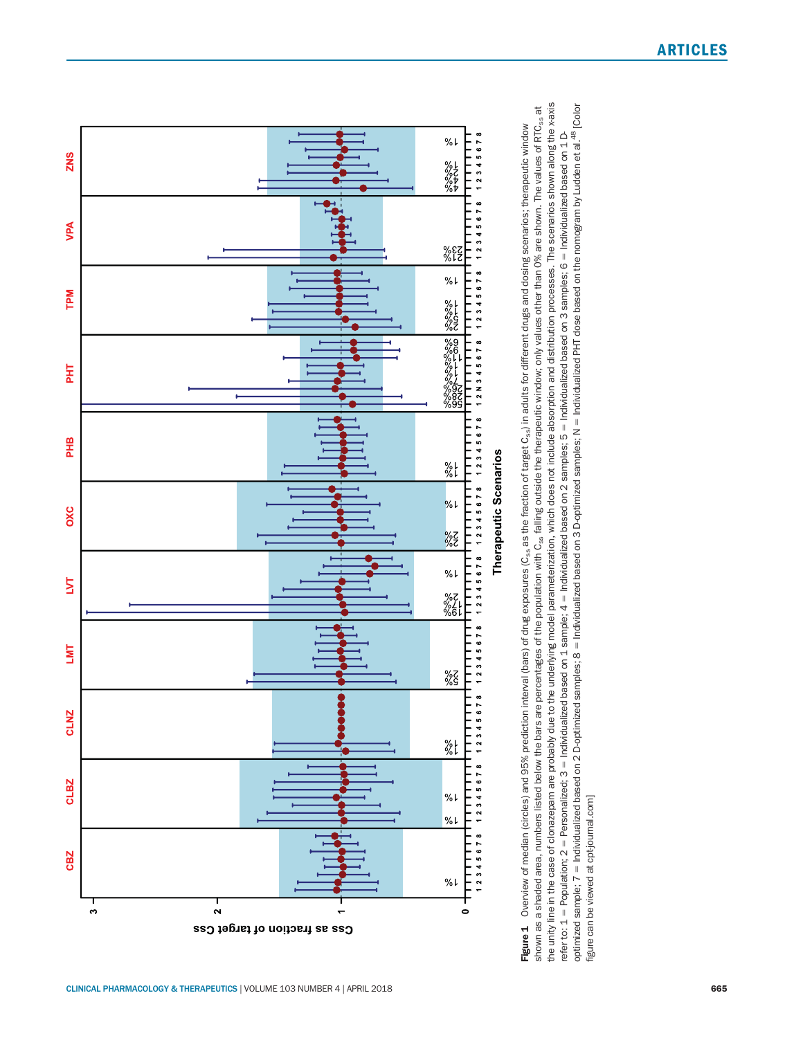**Figure 1** Overview of median (circles) and 95% prediction interval (bars) of drug exposures ($C_{ss}$ as the fraction of target $C_{ss}$) in adults for different drugs and dosing scenarios; therapeutic window shown as a shaded area, numbers listed below the bars are percentages of the population with $C_{ss}$ falling outside the therapeutic window; only values other than 0% are shown. The values of $RTC_{ss}$ at the unity line in the case of clonazepam are probably due to the underlying model parameterization, which does not include absorption and distribution processes. The scenarios shown along the x-axis refer to: 1 = Population; 2 = Personalized; 3 = Individualized based on 1 sample; 4 = Individualized based on 2 samples; 5 = Individualized based on 3 samples; 6 = Individualized based on 1 D-optimized sample; 7 = Individualized based on 2 D-optimized samples; 8 = Individualized based on 3 D-optimized samples; N = Individualized PHT dose based on the nomogram by Ludden et al.[48] [Color figure can be viewed at cpt-journal.com]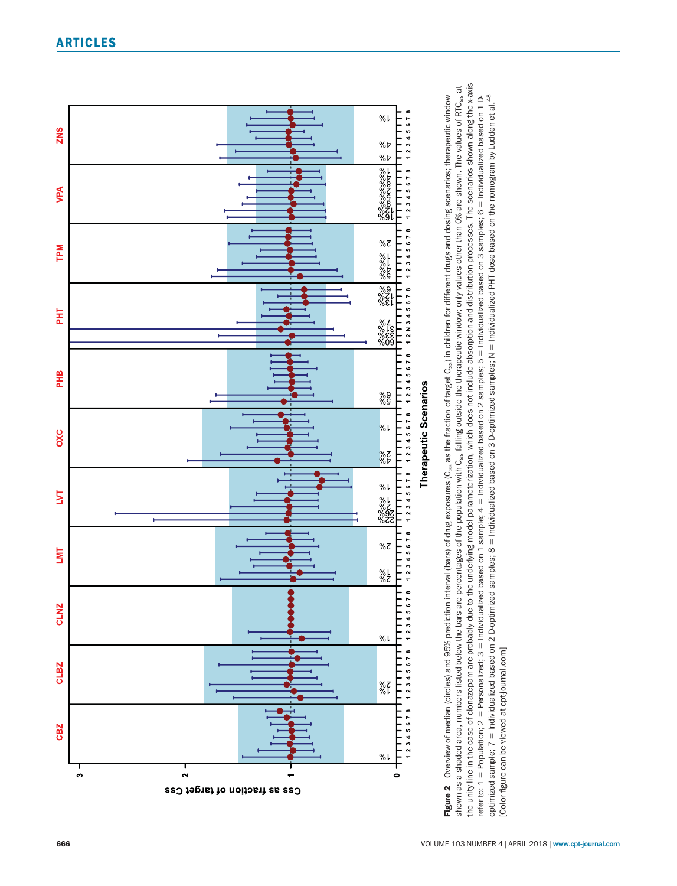**Figure 2** Overview of median (circles) and 95% prediction interval (bars) of drug exposures ($C_{ss}$ as the fraction of target $C_{ss}$) in children for different drugs and dosing scenarios; therapeutic window shown as a shaded area, numbers listed below the bars are percentages of the population with $C_{ss}$ falling outside the therapeutic window; only values other than 0% are shown. The values of $RTC_{ss}$ at the unity line in the case of clonazepam are probably due to the underlying model parameterization, which does not include absorption and distribution processes. The scenarios shown along the x-axis refer to: 1 = Population; 2 = Personalized; 3 = Individualized based on 1 sample; 4 = Individualized based on 2 samples; 5 = Individualized based on 3 samples; 6 = Individualized based on 1 D-optimized sample; 7 = Individualized based on 2 Doptimized samples; 8 = Individualized based on 3 D-optimized samples; N = Individualized PHT dose based on the nomogram by Ludden et al.[48] [Color figure can be viewed at cpt-journal.com]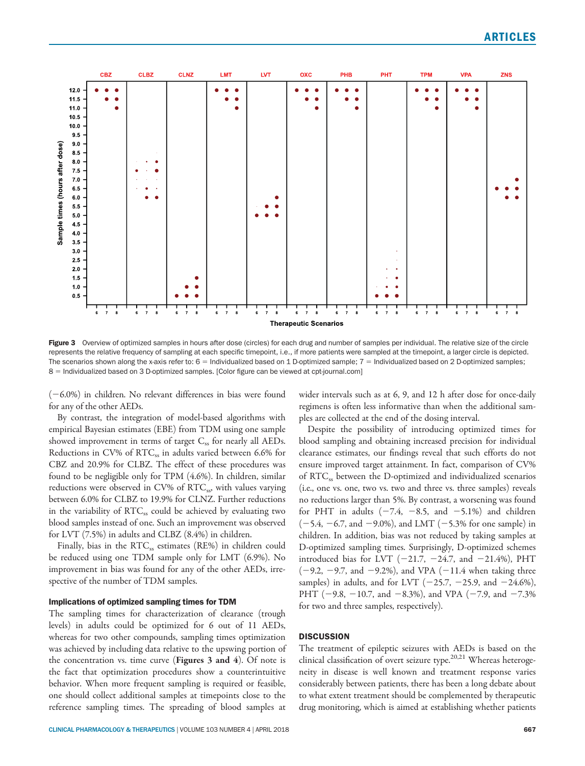Figure 3 Overview of optimized samples in hours after dose (circles) for each drug and number of samples per individual. The relative size of the circle represents the relative frequency of sampling at each specific timepoint, i.e., if more patients were sampled at the timepoint, a larger circle is depicted. The scenarios shown along the x-axis refer to: 6 = Individualized based on 1 D-optimized sample; 7 = Individualized based on 2 D-optimized samples; 8 = Individualized based on 3 D-optimized samples. [Color figure can be viewed at cpt-journal.com]

(−6.0%) in children. No relevant differences in bias were found for any of the other AEDs.

By contrast, the integration of model-based algorithms with empirical Bayesian estimates (EBE) from TDM using one sample showed improvement in terms of target $C_{ss}$ for nearly all AEDs. Reductions in CV% of $RTC_{ss}$ in adults varied between 6.6% for CBZ and 20.9% for CLBZ. The effect of these procedures was found to be negligible only for TPM (4.6%). In children, similar reductions were observed in CV% of $RTC_{ss}$, with values varying between 6.0% for CLBZ to 19.9% for CLNZ. Further reductions in the variability of $RTC_{ss}$ could be achieved by evaluating two blood samples instead of one. Such an improvement was observed for LVT (7.5%) in adults and CLBZ (8.4%) in children.

Finally, bias in the $RTC_{ss}$ estimates (RE%) in children could be reduced using one TDM sample only for LMT (6.9%). No improvement in bias was found for any of the other AEDs, irrespective of the number of TDM samples.

### Implications of optimized sampling times for TDM

The sampling times for characterization of clearance (trough levels) in adults could be optimized for 6 out of 11 AEDs, whereas for two other compounds, sampling times optimization was achieved by including data relative to the upswing portion of the concentration vs. time curve (**Figures 3 and 4**). Of note is the fact that optimization procedures show a counterintuitive behavior. When more frequent sampling is required or feasible, one should collect additional samples at timepoints close to the reference sampling times. The spreading of blood samples at wider intervals such as at 6, 9, and 12 h after dose for once-daily regimens is often less informative than when the additional samples are collected at the end of the dosing interval.

Despite the possibility of introducing optimized times for blood sampling and obtaining increased precision for individual clearance estimates, our findings reveal that such efforts do not ensure improved target attainment. In fact, comparison of CV% of $RTC_{ss}$ between the D-optimized and individualized scenarios (i.e., one vs. one, two vs. two and three vs. three samples) reveals no reductions larger than 5%. By contrast, a worsening was found for PHT in adults (−7.4, −8.5, and −5.1%) and children (−5.4, −6.7, and −9.0%), and LMT (−5.3% for one sample) in children. In addition, bias was not reduced by taking samples at D-optimized sampling times. Surprisingly, D-optimized schemes introduced bias for LVT (−21.7, −24.7, and −21.4%), PHT (−9.2, −9.7, and −9.2%), and VPA (−11.4 when taking three samples) in adults, and for LVT (−25.7, −25.9, and −24.6%), PHT (−9.8, −10.7, and −8.3%), and VPA (−7.9, and −7.3% for two and three samples, respectively).

## DISCUSSION

The treatment of epileptic seizures with AEDs is based on the clinical classification of overt seizure type.[20,21] Whereas heterogeneity in disease is well known and treatment response varies considerably between patients, there has been a long debate about to what extent treatment should be complemented by therapeutic drug monitoring, which is aimed at establishing whether patients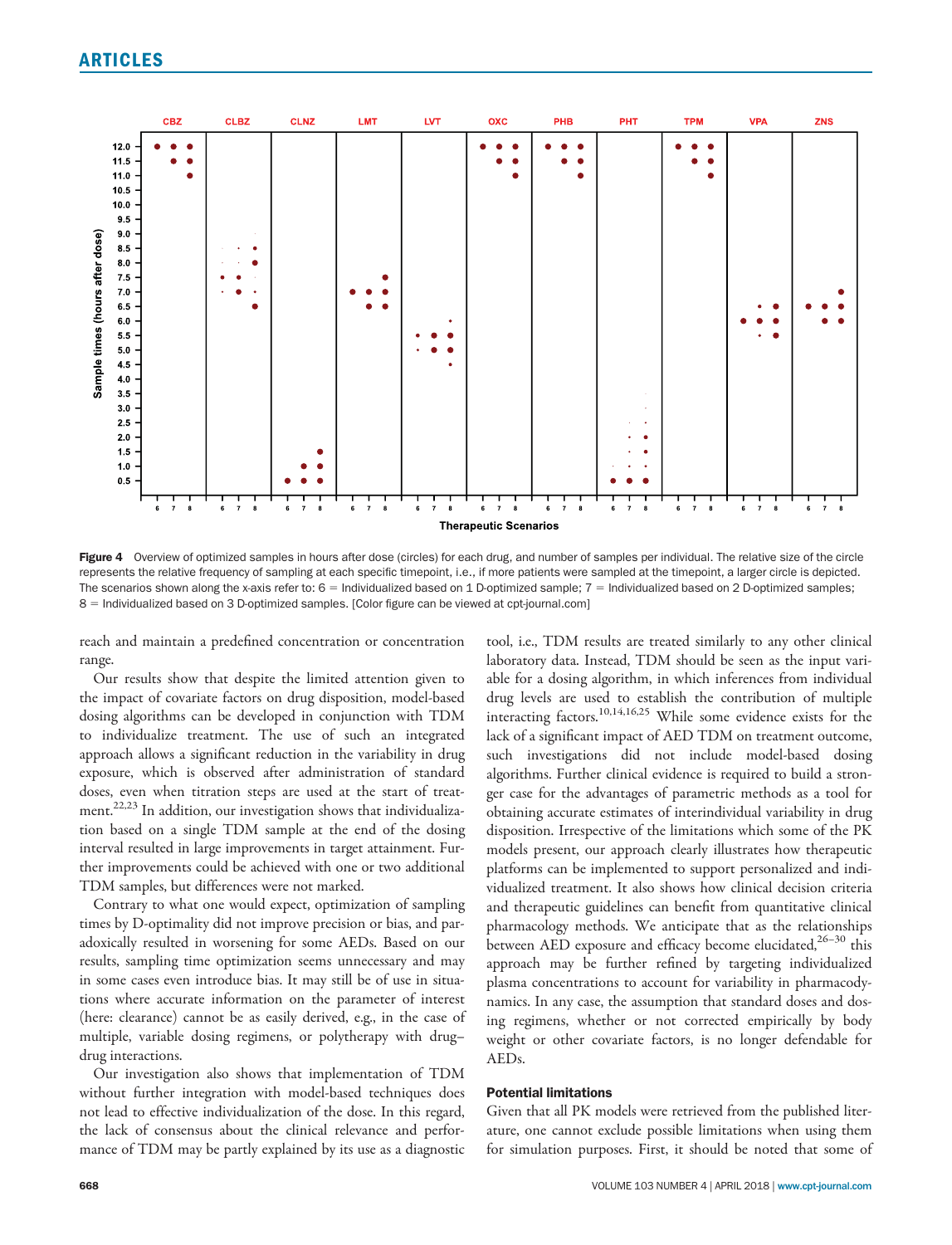Figure 4 Overview of optimized samples in hours after dose (circles) for each drug, and number of samples per individual. The relative size of the circle represents the relative frequency of sampling at each specific timepoint, i.e., if more patients were sampled at the timepoint, a larger circle is depicted. The scenarios shown along the x-axis refer to: 6 = Individualized based on 1 D-optimized sample; 7 = Individualized based on 2 D-optimized samples; 8 = Individualized based on 3 D-optimized samples. [Color figure can be viewed at cpt-journal.com]

reach and maintain a predefined concentration or concentration range.

Our results show that despite the limited attention given to the impact of covariate factors on drug disposition, model-based dosing algorithms can be developed in conjunction with TDM to individualize treatment. The use of such an integrated approach allows a significant reduction in the variability in drug exposure, which is observed after administration of standard doses, even when titration steps are used at the start of treatment.[22,23] In addition, our investigation shows that individualization based on a single TDM sample at the end of the dosing interval resulted in large improvements in target attainment. Further improvements could be achieved with one or two additional TDM samples, but differences were not marked.

Contrary to what one would expect, optimization of sampling times by D-optimality did not improve precision or bias, and paradoxically resulted in worsening for some AEDs. Based on our results, sampling time optimization seems unnecessary and may in some cases even introduce bias. It may still be of use in situations where accurate information on the parameter of interest (here: clearance) cannot be as easily derived, e.g., in the case of multiple, variable dosing regimens, or polytherapy with drug–drug interactions.

Our investigation also shows that implementation of TDM without further integration with model-based techniques does not lead to effective individualization of the dose. In this regard, the lack of consensus about the clinical relevance and performance of TDM may be partly explained by its use as a diagnostic tool, i.e., TDM results are treated similarly to any other clinical laboratory data. Instead, TDM should be seen as the input variable for a dosing algorithm, in which inferences from individual drug levels are used to establish the contribution of multiple interacting factors.[10,14,16,25] While some evidence exists for the lack of a significant impact of AED TDM on treatment outcome, such investigations did not include model-based dosing algorithms. Further clinical evidence is required to build a stronger case for the advantages of parametric methods as a tool for obtaining accurate estimates of interindividual variability in drug disposition. Irrespective of the limitations which some of the PK models present, our approach clearly illustrates how therapeutic platforms can be implemented to support personalized and individualized treatment. It also shows how clinical decision criteria and therapeutic guidelines can benefit from quantitative clinical pharmacology methods. We anticipate that as the relationships between AED exposure and efficacy become elucidated,[26–30] this approach may be further refined by targeting individualized plasma concentrations to account for variability in pharmacodynamics. In any case, the assumption that standard doses and dosing regimens, whether or not corrected empirically by body weight or other covariate factors, is no longer defendable for AEDs.

### Potential limitations

Given that all PK models were retrieved from the published literature, one cannot exclude possible limitations when using them for simulation purposes. First, it should be noted that some of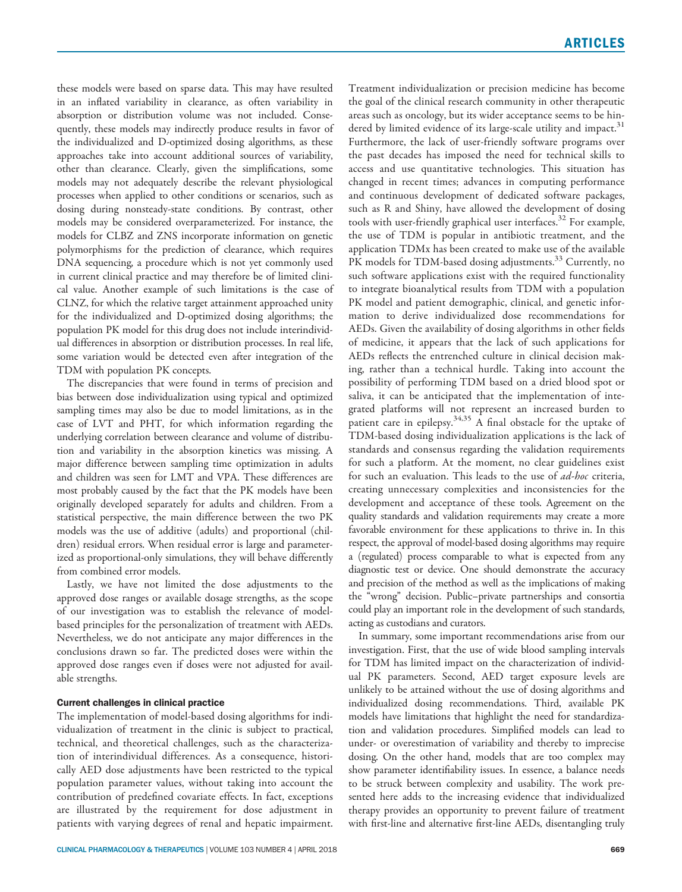these models were based on sparse data. This may have resulted in an inflated variability in clearance, as often variability in absorption or distribution volume was not included. Consequently, these models may indirectly produce results in favor of the individualized and D-optimized dosing algorithms, as these approaches take into account additional sources of variability, other than clearance. Clearly, given the simplifications, some models may not adequately describe the relevant physiological processes when applied to other conditions or scenarios, such as dosing during nonsteady-state conditions. By contrast, other models may be considered overparameterized. For instance, the models for CLBZ and ZNS incorporate information on genetic polymorphisms for the prediction of clearance, which requires DNA sequencing, a procedure which is not yet commonly used in current clinical practice and may therefore be of limited clinical value. Another example of such limitations is the case of CLNZ, for which the relative target attainment approached unity for the individualized and D-optimized dosing algorithms; the population PK model for this drug does not include interindividual differences in absorption or distribution processes. In real life, some variation would be detected even after integration of the TDM with population PK concepts.

The discrepancies that were found in terms of precision and bias between dose individualization using typical and optimized sampling times may also be due to model limitations, as in the case of LVT and PHT, for which information regarding the underlying correlation between clearance and volume of distribution and variability in the absorption kinetics was missing. A major difference between sampling time optimization in adults and children was seen for LMT and VPA. These differences are most probably caused by the fact that the PK models have been originally developed separately for adults and children. From a statistical perspective, the main difference between the two PK models was the use of additive (adults) and proportional (children) residual errors. When residual error is large and parameterized as proportional-only simulations, they will behave differently from combined error models.

Lastly, we have not limited the dose adjustments to the approved dose ranges or available dosage strengths, as the scope of our investigation was to establish the relevance of model-based principles for the personalization of treatment with AEDs. Nevertheless, we do not anticipate any major differences in the conclusions drawn so far. The predicted doses were within the approved dose ranges even if doses were not adjusted for available strengths.

### Current challenges in clinical practice

The implementation of model-based dosing algorithms for individualization of treatment in the clinic is subject to practical, technical, and theoretical challenges, such as the characterization of interindividual differences. As a consequence, historically AED dose adjustments have been restricted to the typical population parameter values, without taking into account the contribution of predefined covariate effects. In fact, exceptions are illustrated by the requirement for dose adjustment in patients with varying degrees of renal and hepatic impairment. Treatment individualization or precision medicine has become the goal of the clinical research community in other therapeutic areas such as oncology, but its wider acceptance seems to be hindered by limited evidence of its large-scale utility and impact.[31] Furthermore, the lack of user-friendly software programs over the past decades has imposed the need for technical skills to access and use quantitative technologies. This situation has changed in recent times; advances in computing performance and continuous development of dedicated software packages, such as R and Shiny, have allowed the development of dosing tools with user-friendly graphical user interfaces.[32] For example, the use of TDM is popular in antibiotic treatment, and the application TDMx has been created to make use of the available PK models for TDM-based dosing adjustments.[33] Currently, no such software applications exist with the required functionality to integrate bioanalytical results from TDM with a population PK model and patient demographic, clinical, and genetic information to derive individualized dose recommendations for AEDs. Given the availability of dosing algorithms in other fields of medicine, it appears that the lack of such applications for AEDs reflects the entrenched culture in clinical decision making, rather than a technical hurdle. Taking into account the possibility of performing TDM based on a dried blood spot or saliva, it can be anticipated that the implementation of integrated platforms will not represent an increased burden to patient care in epilepsy.[34,35] A final obstacle for the uptake of TDM-based dosing individualization applications is the lack of standards and consensus regarding the validation requirements for such a platform. At the moment, no clear guidelines exist for such an evaluation. This leads to the use of *ad-hoc* criteria, creating unnecessary complexities and inconsistencies for the development and acceptance of these tools. Agreement on the quality standards and validation requirements may create a more favorable environment for these applications to thrive in. In this respect, the approval of model-based dosing algorithms may require a (regulated) process comparable to what is expected from any diagnostic test or device. One should demonstrate the accuracy and precision of the method as well as the implications of making the "wrong" decision. Public–private partnerships and consortia could play an important role in the development of such standards, acting as custodians and curators.

In summary, some important recommendations arise from our investigation. First, that the use of wide blood sampling intervals for TDM has limited impact on the characterization of individual PK parameters. Second, AED target exposure levels are unlikely to be attained without the use of dosing algorithms and individualized dosing recommendations. Third, available PK models have limitations that highlight the need for standardization and validation procedures. Simplified models can lead to under- or overestimation of variability and thereby to imprecise dosing. On the other hand, models that are too complex may show parameter identifiability issues. In essence, a balance needs to be struck between complexity and usability. The work presented here adds to the increasing evidence that individualized therapy provides an opportunity to prevent failure of treatment with first-line and alternative first-line AEDs, disentangling truly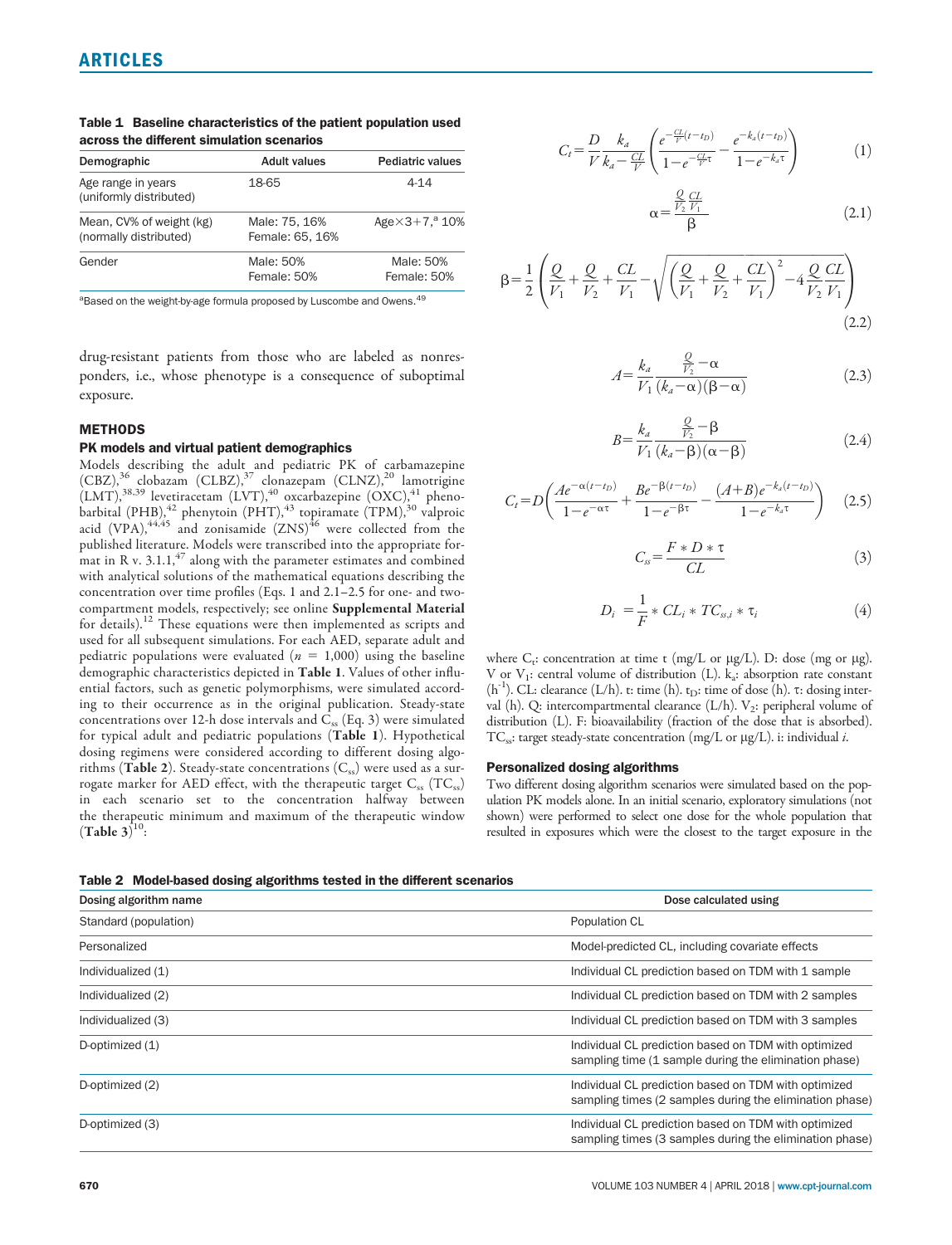**Table 1 Baseline characteristics of the patient population used across the different simulation scenarios**

| Demographic | Adult values | Pediatric values |
|---|---|---|
| Age range in years (uniformly distributed) | 18-65 | 4-14 |
| Mean, CV% of weight (kg) (normally distributed) | Male: 75, 16% Female: 65, 16% | Age×3+7,[a] 10% |
| Gender | Male: 50% Female: 50% | Male: 50% Female: 50% |

[a]Based on the weight-by-age formula proposed by Luscombe and Owens.[49]

drug-resistant patients from those who are labeled as nonresponders, i.e., whose phenotype is a consequence of suboptimal exposure.

## METHODS

### PK models and virtual patient demographics

Models describing the adult and pediatric PK of carbamazepine (CBZ),[36] clobazam (CLBZ),[37] clonazepam (CLNZ),[20] lamotrigine (LMT),[38,39] levetiracetam (LVT),[40] oxcarbazepine (OXC),[41] phenobarbital (PHB),[42] phenytoin (PHT),[43] topiramate (TPM),[30] valproic acid (VPA),[44,45] and zonisamide (ZNS)[46] were collected from the published literature. Models were transcribed into the appropriate format in R v. 3.1.1,[47] along with the parameter estimates and combined with analytical solutions of the mathematical equations describing the concentration over time profiles (Eqs. 1 and 2.1–2.5 for one- and two-compartment models, respectively; see online **Supplemental Material** for details).[12] These equations were then implemented as scripts and used for all subsequent simulations. For each AED, separate adult and pediatric populations were evaluated ($n = 1{,}000$) using the baseline demographic characteristics depicted in **Table 1**. Values of other influential factors, such as genetic polymorphisms, were simulated according to their occurrence as in the original publication. Steady-state concentrations over 12-h dose intervals and $C_{ss}$ (Eq. 3) were simulated for typical adult and pediatric populations (**Table 1**). Hypothetical dosing regimens were considered according to different dosing algorithms (**Table 2**). Steady-state concentrations ($C_{ss}$) were used as a surrogate marker for AED effect, with the therapeutic target $C_{ss}$ ($TC_{ss}$) in each scenario set to the concentration halfway between the therapeutic minimum and maximum of the therapeutic window (**Table 3**)[10]:

$$C_t = \frac{D}{V}\frac{k_a}{k_a - \frac{CL}{V}}\left(\frac{e^{-\frac{CL}{V}(t-t_D)}}{1-e^{-\frac{CL}{V}\tau}} - \frac{e^{-k_a(t-t_D)}}{1-e^{-k_a\tau}}\right) \quad (1)$$

$$\alpha = \frac{\frac{Q}{V_2}\frac{CL}{V_1}}{\beta} \quad (2.1)$$

$$\beta = \frac{1}{2}\left(\frac{Q}{V_1}+\frac{Q}{V_2}+\frac{CL}{V_1}-\sqrt{\left(\frac{Q}{V_1}+\frac{Q}{V_2}+\frac{CL}{V_1}\right)^2 - 4\frac{Q}{V_2}\frac{CL}{V_1}}\right) \quad (2.2)$$

$$A = \frac{k_a}{V_1}\frac{\frac{Q}{V_2}-\alpha}{(k_a-\alpha)(\beta-\alpha)} \quad (2.3)$$

$$B = \frac{k_a}{V_1}\frac{\frac{Q}{V_2}-\beta}{(k_a-\beta)(\alpha-\beta)} \quad (2.4)$$

$$C_t = D\left(\frac{Ae^{-\alpha(t-t_D)}}{1-e^{-\alpha\tau}} + \frac{Be^{-\beta(t-t_D)}}{1-e^{-\beta\tau}} - \frac{(A+B)e^{-k_a(t-t_D)}}{1-e^{-k_a\tau}}\right) \quad (2.5)$$

$$C_{ss} = \frac{F * D * \tau}{CL} \quad (3)$$

$$D_i = \frac{1}{F} * CL_i * TC_{ss,i} * \tau_i \quad (4)$$

where $C_t$: concentration at time t (mg/L or μg/L). D: dose (mg or μg). V or $V_1$: central volume of distribution (L). $k_a$: absorption rate constant ($h^{-1}$). CL: clearance (L/h). t: time (h). $t_D$: time of dose (h). τ: dosing interval (h). Q: intercompartmental clearance (L/h). $V_2$: peripheral volume of distribution (L). F: bioavailability (fraction of the dose that is absorbed). $TC_{ss}$: target steady-state concentration (mg/L or μg/L). i: individual *i*.

### Personalized dosing algorithms

Two different dosing algorithm scenarios were simulated based on the population PK models alone. In an initial scenario, exploratory simulations (not shown) were performed to select one dose for the whole population that resulted in exposures which were the closest to the target exposure in the

**Table 2 Model-based dosing algorithms tested in the different scenarios**

| Dosing algorithm name | Dose calculated using |
|---|---|
| Standard (population) | Population CL |
| Personalized | Model-predicted CL, including covariate effects |
| Individualized (1) | Individual CL prediction based on TDM with 1 sample |
| Individualized (2) | Individual CL prediction based on TDM with 2 samples |
| Individualized (3) | Individual CL prediction based on TDM with 3 samples |
| D-optimized (1) | Individual CL prediction based on TDM with optimized sampling time (1 sample during the elimination phase) |
| D-optimized (2) | Individual CL prediction based on TDM with optimized sampling times (2 samples during the elimination phase) |
| D-optimized (3) | Individual CL prediction based on TDM with optimized sampling times (3 samples during the elimination phase) |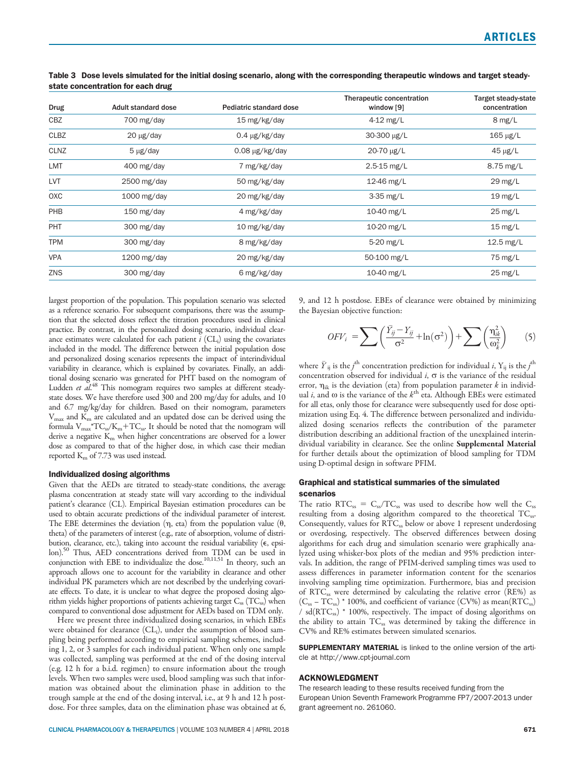**Table 3 Dose levels simulated for the initial dosing scenario, along with the corresponding therapeutic windows and target steady-state concentration for each drug**

| Drug | Adult standard dose | Pediatric standard dose | Therapeutic concentration window [9] | Target steady-state concentration |
|---|---|---|---|---|
| CBZ | 700 mg/day | 15 mg/kg/day | 4-12 mg/L | 8 mg/L |
| CLBZ | 20 μg/day | 0.4 μg/kg/day | 30-300 μg/L | 165 μg/L |
| CLNZ | 5 μg/day | 0.08 μg/kg/day | 20-70 μg/L | 45 μg/L |
| LMT | 400 mg/day | 7 mg/kg/day | 2.5-15 mg/L | 8.75 mg/L |
| LVT | 2500 mg/day | 50 mg/kg/day | 12-46 mg/L | 29 mg/L |
| OXC | 1000 mg/day | 20 mg/kg/day | 3-35 mg/L | 19 mg/L |
| PHB | 150 mg/day | 4 mg/kg/day | 10-40 mg/L | 25 mg/L |
| PHT | 300 mg/day | 10 mg/kg/day | 10-20 mg/L | 15 mg/L |
| TPM | 300 mg/day | 8 mg/kg/day | 5-20 mg/L | 12.5 mg/L |
| VPA | 1200 mg/day | 20 mg/kg/day | 50-100 mg/L | 75 mg/L |
| ZNS | 300 mg/day | 6 mg/kg/day | 10-40 mg/L | 25 mg/L |

largest proportion of the population. This population scenario was selected as a reference scenario. For subsequent comparisons, there was the assumption that the selected doses reflect the titration procedures used in clinical practice. By contrast, in the personalized dosing scenario, individual clearance estimates were calculated for each patient $i$ ($CL_i$) using the covariates included in the model. The difference between the initial population dose and personalized dosing scenarios represents the impact of interindividual variability in clearance, which is explained by covariates. Finally, an additional dosing scenario was generated for PHT based on the nomogram of Ludden *et al.*[48] This nomogram requires two samples at different steady-state doses. We have therefore used 300 and 200 mg/day for adults, and 10 and 6.7 mg/kg/day for children. Based on their nomogram, parameters $V_{max}$ and $K_m$ are calculated and an updated dose can be derived using the formula $V_{max}*TC_{ss}/K_m+TC_{ss}$. It should be noted that the nomogram will derive a negative $K_m$ when higher concentrations are observed for a lower dose as compared to that of the higher dose, in which case their median reported $K_m$ of 7.73 was used instead.

### Individualized dosing algorithms

Given that the AEDs are titrated to steady-state conditions, the average plasma concentration at steady state will vary according to the individual patient's clearance (CL). Empirical Bayesian estimation procedures can be used to obtain accurate predictions of the individual parameter of interest. The EBE determines the deviation ($\eta$, eta) from the population value ($\theta$, theta) of the parameters of interest (e.g., rate of absorption, volume of distribution, clearance, etc.), taking into account the residual variability ($\epsilon$, epsilon).[50] Thus, AED concentrations derived from TDM can be used in conjunction with EBE to individualize the dose.[10,11,51] In theory, such an approach allows one to account for the variability in clearance and other individual PK parameters which are not described by the underlying covariate effects. To date, it is unclear to what degree the proposed dosing algorithm yields higher proportions of patients achieving target $C_{ss}$ ($TC_{ss}$) when compared to conventional dose adjustment for AEDs based on TDM only.

Here we present three individualized dosing scenarios, in which EBEs were obtained for clearance ($CL_i$), under the assumption of blood sampling being performed according to empirical sampling schemes, including 1, 2, or 3 samples for each individual patient. When only one sample was collected, sampling was performed at the end of the dosing interval (e.g. 12 h for a b.i.d. regimen) to ensure information about the trough levels. When two samples were used, blood sampling was such that information was obtained about the elimination phase in addition to the trough sample at the end of the dosing interval, i.e., at 9 h and 12 h postdose. For three samples, data on the elimination phase was obtained at 6, 9, and 12 h postdose. EBEs of clearance were obtained by minimizing the Bayesian objective function:

$$OFV_i = \sum \left( \frac{\bar{Y}_{ij} - Y_{ij}}{\sigma^2} + \ln(\sigma^2) \right) + \sum \left( \frac{\eta_{ik}^2}{\omega_k^2} \right) \qquad (5)$$

where $\bar{Y}_{ij}$ is the $j^{th}$ concentration prediction for individual $i$, $Y_{ij}$ is the $j^{th}$ concentration observed for individual $i$, $\sigma$ is the variance of the residual error, $\eta_{ik}$ is the deviation (eta) from population parameter $k$ in individual $i$, and $\omega$ is the variance of the $k^{th}$ eta. Although EBEs were estimated for all etas, only those for clearance were subsequently used for dose optimization using Eq. 4. The difference between personalized and individualized dosing scenarios reflects the contribution of the parameter distribution describing an additional fraction of the unexplained interindividual variability in clearance. See the online **Supplemental Material** for further details about the optimization of blood sampling for TDM using D-optimal design in software PFIM.

### Graphical and statistical summaries of the simulated scenarios

The ratio $RTC_{ss} = C_{ss}/TC_{ss}$ was used to describe how well the $C_{ss}$ resulting from a dosing algorithm compared to the theoretical $TC_{ss}$. Consequently, values for $RTC_{ss}$ below or above 1 represent underdosing or overdosing, respectively. The observed differences between dosing algorithms for each drug and simulation scenario were graphically analyzed using whisker-box plots of the median and 95% prediction intervals. In addition, the range of PFIM-derived sampling times was used to assess differences in parameter information content for the scenarios involving sampling time optimization. Furthermore, bias and precision of $RTC_{ss}$ were determined by calculating the relative error (RE%) as $(C_{ss} - TC_{ss}) * 100\%$, and coefficient of variance (CV%) as $mean(RTC_{ss}) / sd(RTC_{ss}) * 100\%$, respectively. The impact of dosing algorithms on the ability to attain $TC_{ss}$ was determined by taking the difference in CV% and RE% estimates between simulated scenarios.

**SUPPLEMENTARY MATERIAL** is linked to the online version of the article at http://www.cpt-journal.com

### ACKNOWLEDGMENT

The research leading to these results received funding from the European Union Seventh Framework Programme FP7/2007-2013 under grant agreement no. 261060.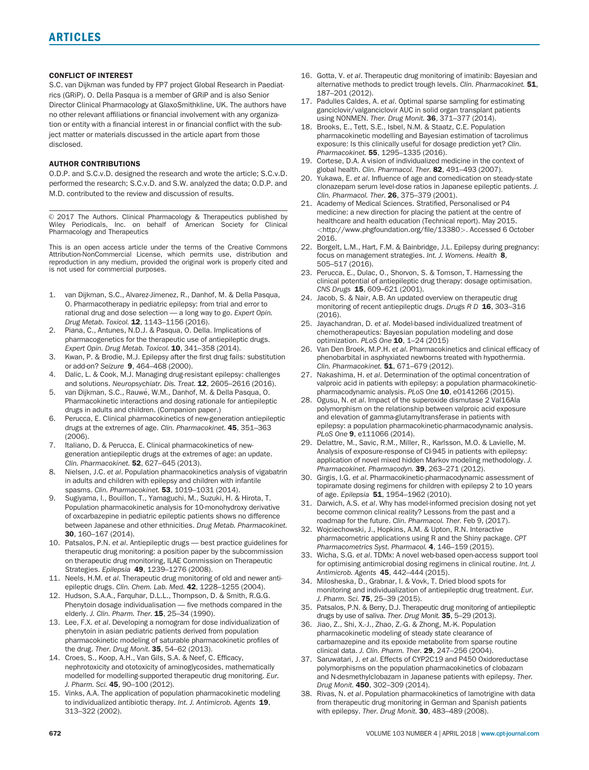## CONFLICT OF INTEREST

S.C. van Dijkman was funded by FP7 project Global Research in Paediatrics (GRiP). O. Della Pasqua is a member of GRiP and is also Senior Director Clinical Pharmacology at GlaxoSmithkline, UK. The authors have no other relevant affiliations or financial involvement with any organization or entity with a financial interest in or financial conflict with the subject matter or materials discussed in the article apart from those disclosed.

## AUTHOR CONTRIBUTIONS

O.D.P. and S.C.v.D. designed the research and wrote the article; S.C.v.D. performed the research; S.C.v.D. and S.W. analyzed the data; O.D.P. and M.D. contributed to the review and discussion of results.

© 2017 The Authors. Clinical Pharmacology & Therapeutics published by Wiley Periodicals, Inc. on behalf of American Society for Clinical Pharmacology and Therapeutics

This is an open access article under the terms of the Creative Commons Attribution-NonCommercial License, which permits use, distribution and reproduction in any medium, provided the original work is properly cited and is not used for commercial purposes.

1. van Dijkman, S.C., Alvarez-Jimenez, R., Danhof, M. & Della Pasqua, O. Pharmacotherapy in pediatric epilepsy: from trial and error to rational drug and dose selection — a long way to go. *Expert Opin. Drug Metab. Toxicol.* **12**, 1143–1156 (2016).
2. Piana, C., Antunes, N.D.J. & Pasqua, O. Della. Implications of pharmacogenetics for the therapeutic use of antiepileptic drugs. *Expert Opin. Drug Metab. Toxicol.* **10**, 341–358 (2014).
3. Kwan, P. & Brodie, M.J. Epilepsy after the first drug fails: substitution or add-on? *Seizure* **9**, 464–468 (2000).
4. Dalic, L. & Cook, M.J. Managing drug-resistant epilepsy: challenges and solutions. *Neuropsychiatr. Dis. Treat.* **12**, 2605–2616 (2016).
5. van Dijkman, S.C., Rauwé, W.M., Danhof, M. & Della Pasqua, O. Pharmacokinetic interactions and dosing rationale for antiepileptic drugs in adults and children. (Companion paper.)
6. Perucca, E. Clinical pharmacokinetics of new-generation antiepileptic drugs at the extremes of age. *Clin. Pharmacokinet.* **45**, 351–363 (2006).
7. Italiano, D. & Perucca, E. Clinical pharmacokinetics of new-generation antiepileptic drugs at the extremes of age: an update. *Clin. Pharmacokinet.* **52**, 627–645 (2013).
8. Nielsen, J.C. *et al*. Population pharmacokinetics analysis of vigabatrin in adults and children with epilepsy and children with infantile spasms. *Clin. Pharmacokinet.* **53**, 1019–1031 (2014).
9. Sugiyama, I., Bouillon, T., Yamaguchi, M., Suzuki, H. & Hirota, T. Population pharmacokinetic analysis for 10-monohydroxy derivative of oxcarbazepine in pediatric epileptic patients shows no difference between Japanese and other ethnicities. *Drug Metab. Pharmacokinet.* **30**, 160–167 (2014).
10. Patsalos, P.N. *et al*. Antiepileptic drugs — best practice guidelines for therapeutic drug monitoring: a position paper by the subcommission on therapeutic drug monitoring, ILAE Commission on Therapeutic Strategies. *Epilepsia* **49**, 1239–1276 (2008).
11. Neels, H.M. *et al*. Therapeutic drug monitoring of old and newer anti-epileptic drugs. *Clin. Chem. Lab. Med.* **42**, 1228–1255 (2004).
12. Hudson, S.A.A., Farquhar, D.L.L., Thompson, D. & Smith, R.G.G. Phenytoin dosage individualisation — five methods compared in the elderly. *J. Clin. Pharm. Ther.* **15**, 25–34 (1990).
13. Lee, F.X. *et al*. Developing a nomogram for dose individualization of phenytoin in asian pediatric patients derived from population pharmacokinetic modeling of saturable pharmacokinetic profiles of the drug. *Ther. Drug Monit.* **35**, 54–62 (2013).
14. Croes, S., Koop, A.H., Van Gils, S.A. & Neef, C. Efficacy, nephrotoxicity and ototoxicity of aminoglycosides, mathematically modelled for modelling-supported therapeutic drug monitoring. *Eur. J. Pharm. Sci.* **45**, 90–100 (2012).
15. Vinks, A.A. The application of population pharmacokinetic modeling to individualized antibiotic therapy. *Int. J. Antimicrob. Agents* **19**, 313–322 (2002).
16. Gotta, V. *et al*. Therapeutic drug monitoring of imatinib: Bayesian and alternative methods to predict trough levels. *Clin. Pharmacokinet.* **51**, 187–201 (2012).
17. Padulles Caldes, A. *et al*. Optimal sparse sampling for estimating ganciclovir/valganciclovir AUC in solid organ transplant patients using NONMEN. *Ther. Drug Monit.* **36**, 371–377 (2014).
18. Brooks, E., Tett, S.E., Isbel, N.M. & Staatz, C.E. Population pharmacokinetic modelling and Bayesian estimation of tacrolimus exposure: Is this clinically useful for dosage prediction yet? *Clin. Pharmacokinet.* **55**, 1295–1335 (2016).
19. Cortese, D.A. A vision of individualized medicine in the context of global health. *Clin. Pharmacol. Ther.* **82**, 491–493 (2007).
20. Yukawa, E. *et al*. Influence of age and comedication on steady-state clonazepam serum level-dose ratios in Japanese epileptic patients. *J. Clin. Pharmacol. Ther.* **26**, 375–379 (2001).
21. Academy of Medical Sciences. Stratified, Personalised or P4 medicine: a new direction for placing the patient at the centre of healthcare and health education (Technical report). May 2015. <http://www.phgfoundation.org/file/13380>. Accessed 6 October 2016.
22. Borgelt, L.M., Hart, F.M. & Bainbridge, J.L. Epilepsy during pregnancy: focus on management strategies. *Int. J. Womens. Health* **8**, 505–517 (2016).
23. Perucca, E., Dulac, O., Shorvon, S. & Tomson, T. Harnessing the clinical potential of antiepileptic drug therapy: dosage optimisation. *CNS Drugs* **15**, 609–621 (2001).
24. Jacob, S. & Nair, A.B. An updated overview on therapeutic drug monitoring of recent antiepileptic drugs. *Drugs R D* **16**, 303–316 (2016).
25. Jayachandran, D. *et al*. Model-based individualized treatment of chemotherapeutics: Bayesian population modeling and dose optimization. *PLoS One* **10**, 1–24 (2015)
26. Van Den Broek, M.P.H. *et al*. Pharmacokinetics and clinical efficacy of phenobarbital in asphyxiated newborns treated with hypothermia. *Clin. Pharmacokinet.* **51**, 671–679 (2012).
27. Nakashima, H. *et al*. Determination of the optimal concentration of valproic acid in patients with epilepsy: a population pharmacokinetic-pharmacodynamic analysis. *PLoS One* **10**, e0141266 (2015).
28. Ogusu, N. *et al*. Impact of the superoxide dismutase 2 Val16Ala polymorphism on the relationship between valproic acid exposure and elevation of gamma-glutamyltransferase in patients with epilepsy: a population pharmacokinetic-pharmacodynamic analysis. *PLoS One* **9**, e111066 (2014).
29. Delattre, M., Savic, R.M., Miller, R., Karlsson, M.O. & Lavielle, M. Analysis of exposure-response of CI-945 in patients with epilepsy: application of novel mixed hidden Markov modeling methodology. *J. Pharmacokinet. Pharmacodyn.* **39**, 263–271 (2012).
30. Girgis, I.G. *et al*. Pharmacokinetic-pharmacodynamic assessment of topiramate dosing regimens for children with epilepsy 2 to 10 years of age. *Epilepsia* **51**, 1954–1962 (2010).
31. Darwich, A.S. *et al*. Why has model-informed precision dosing not yet become common clinical reality? Lessons from the past and a roadmap for the future. *Clin. Pharmacol. Ther.* Feb 9, (2017).
32. Wojciechowski, J., Hopkins, A.M. & Upton, R.N. Interactive pharmacometric applications using R and the Shiny package. *CPT Pharmacometrics Syst. Pharmacol.* **4**, 146–159 (2015).
33. Wicha, S.G. *et al*. TDMx: A novel web-based open-access support tool for optimising antimicrobial dosing regimens in clinical routine. *Int. J. Antimicrob. Agents* **45**, 442–444 (2015).
34. Milosheska, D., Grabnar, I. & Vovk, T. Dried blood spots for monitoring and individualization of antiepileptic drug treatment. *Eur. J. Pharm. Sci.* **75**, 25–39 (2015).
35. Patsalos, P.N. & Berry, D.J. Therapeutic drug monitoring of antiepileptic drugs by use of saliva. *Ther. Drug Monit.* **35**, 5–29 (2013).
36. Jiao, Z., Shi, X.-J., Zhao, Z.-G. & Zhong, M.-K. Population pharmacokinetic modeling of steady state clearance of carbamazepine and its epoxide metabolite from sparse routine clinical data. *J. Clin. Pharm. Ther.* **29**, 247–256 (2004).
37. Saruwatari, J. *et al*. Effects of CYP2C19 and P450 Oxidoreductase polymorphisms on the population pharmacokinetics of clobazam and N-desmethylclobazam in Japanese patients with epilepsy. *Ther. Drug Monit.* **450**, 302–309 (2014).
38. Rivas, N. *et al*. Population pharmacokinetics of lamotrigine with data from therapeutic drug monitoring in German and Spanish patients with epilepsy. *Ther. Drug Monit.* **30**, 483–489 (2008).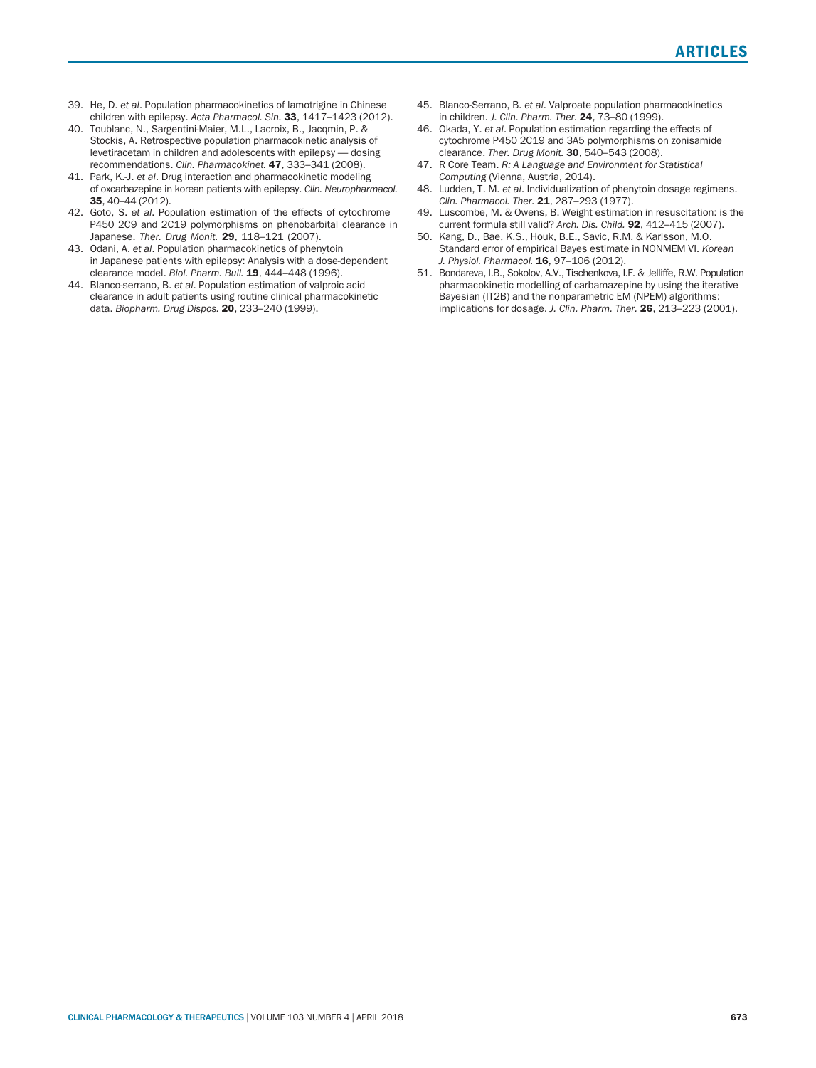39. He, D. *et al*. Population pharmacokinetics of lamotrigine in Chinese children with epilepsy. *Acta Pharmacol. Sin.* **33**, 1417–1423 (2012).
40. Toublanc, N., Sargentini-Maier, M.L., Lacroix, B., Jacqmin, P. & Stockis, A. Retrospective population pharmacokinetic analysis of levetiracetam in children and adolescents with epilepsy — dosing recommendations. *Clin. Pharmacokinet.* **47**, 333–341 (2008).
41. Park, K.-J. *et al*. Drug interaction and pharmacokinetic modeling of oxcarbazepine in korean patients with epilepsy. *Clin. Neuropharmacol.* **35**, 40–44 (2012).
42. Goto, S. *et al*. Population estimation of the effects of cytochrome P450 2C9 and 2C19 polymorphisms on phenobarbital clearance in Japanese. *Ther. Drug Monit.* **29**, 118–121 (2007).
43. Odani, A. *et al*. Population pharmacokinetics of phenytoin in Japanese patients with epilepsy: Analysis with a dose-dependent clearance model. *Biol. Pharm. Bull.* **19**, 444–448 (1996).
44. Blanco-serrano, B. *et al*. Population estimation of valproic acid clearance in adult patients using routine clinical pharmacokinetic data. *Biopharm. Drug Dispos.* **20**, 233–240 (1999).
45. Blanco-Serrano, B. *et al*. Valproate population pharmacokinetics in children. *J. Clin. Pharm. Ther.* **24**, 73–80 (1999).
46. Okada, Y. *et al*. Population estimation regarding the effects of cytochrome P450 2C19 and 3A5 polymorphisms on zonisamide clearance. *Ther. Drug Monit.* **30**, 540–543 (2008).
47. R Core Team. *R: A Language and Environment for Statistical Computing* (Vienna, Austria, 2014).
48. Ludden, T. M. *et al*. Individualization of phenytoin dosage regimens. *Clin. Pharmacol. Ther.* **21**, 287–293 (1977).
49. Luscombe, M. & Owens, B. Weight estimation in resuscitation: is the current formula still valid? *Arch. Dis. Child.* **92**, 412–415 (2007).
50. Kang, D., Bae, K.S., Houk, B.E., Savic, R.M. & Karlsson, M.O. Standard error of empirical Bayes estimate in NONMEM VI. *Korean J. Physiol. Pharmacol.* **16**, 97–106 (2012).
51. Bondareva, I.B., Sokolov, A.V., Tischenkova, I.F. & Jelliffe, R.W. Population pharmacokinetic modelling of carbamazepine by using the iterative Bayesian (IT2B) and the nonparametric EM (NPEM) algorithms: implications for dosage. *J. Clin. Pharm. Ther.* **26**, 213–223 (2001).